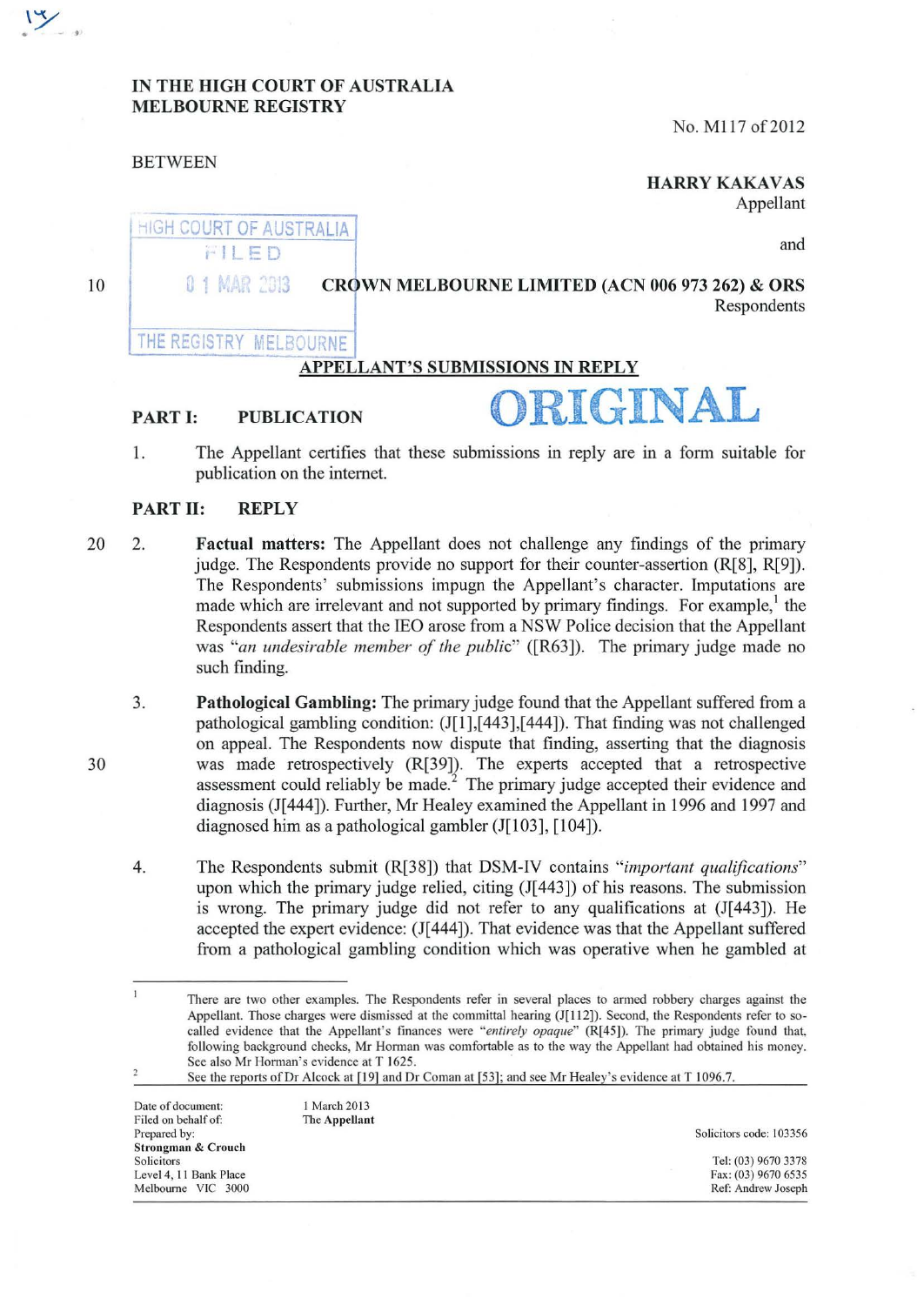**IN THE HIGH COURT OF AUSTRALIA**
**MELBOURNE REGISTRY**

No. M117 of 2012

BETWEEN

**HARRY KAKAVAS**
Appellant

and

**CROWN MELBOURNE LIMITED (ACN 006 973 262) & ORS**
Respondents

HIGH COURT OF AUSTRALIA
FILED
01 MAR 2013
THE REGISTRY MELBOURNE

## APPELLANT'S SUBMISSIONS IN REPLY

ORIGINAL

### PART I: PUBLICATION

1. The Appellant certifies that these submissions in reply are in a form suitable for publication on the internet.

### PART II: REPLY

2. **Factual matters:** The Appellant does not challenge any findings of the primary judge. The Respondents provide no support for their counter-assertion (R[8], R[9]). The Respondents' submissions impugn the Appellant's character. Imputations are made which are irrelevant and not supported by primary findings. For example,[1] the Respondents assert that the IEO arose from a NSW Police decision that the Appellant was *"an undesirable member of the public"* ([R63]). The primary judge made no such finding.

3. **Pathological Gambling:** The primary judge found that the Appellant suffered from a pathological gambling condition: (J[1],[443],[444]). That finding was not challenged on appeal. The Respondents now dispute that finding, asserting that the diagnosis was made retrospectively (R[39]). The experts accepted that a retrospective assessment could reliably be made.[2] The primary judge accepted their evidence and diagnosis (J[444]). Further, Mr Healey examined the Appellant in 1996 and 1997 and diagnosed him as a pathological gambler (J[103], [104]).

4. The Respondents submit (R[38]) that DSM-IV contains *"important qualifications"* upon which the primary judge relied, citing (J[443]) of his reasons. The submission is wrong. The primary judge did not refer to any qualifications at (J[443]). He accepted the expert evidence: (J[444]). That evidence was that the Appellant suffered from a pathological gambling condition which was operative when he gambled at

---

[1] There are two other examples. The Respondents refer in several places to armed robbery charges against the Appellant. Those charges were dismissed at the committal hearing (J[112]). Second, the Respondents refer to so-called evidence that the Appellant's finances were *"entirely opaque"* (R[45]). The primary judge found that, following background checks, Mr Horman was comfortable as to the way the Appellant had obtained his money. See also Mr Horman's evidence at T 1625.

[2] See the reports of Dr Alcock at [19] and Dr Coman at [53]; and see Mr Healey's evidence at T 1096.7.

| | | |
|---|---|---|
| Date of document: | 1 March 2013 | |
| Filed on behalf of: | **The Appellant** | |
| Prepared by: | | Solicitors code: 103356 |
| **Strongman & Crouch** | | |
| Solicitors | | Tel: (03) 9670 3378 |
| Level 4, 11 Bank Place | | Fax: (03) 9670 6535 |
| Melbourne VIC 3000 | | Ref: Andrew Joseph |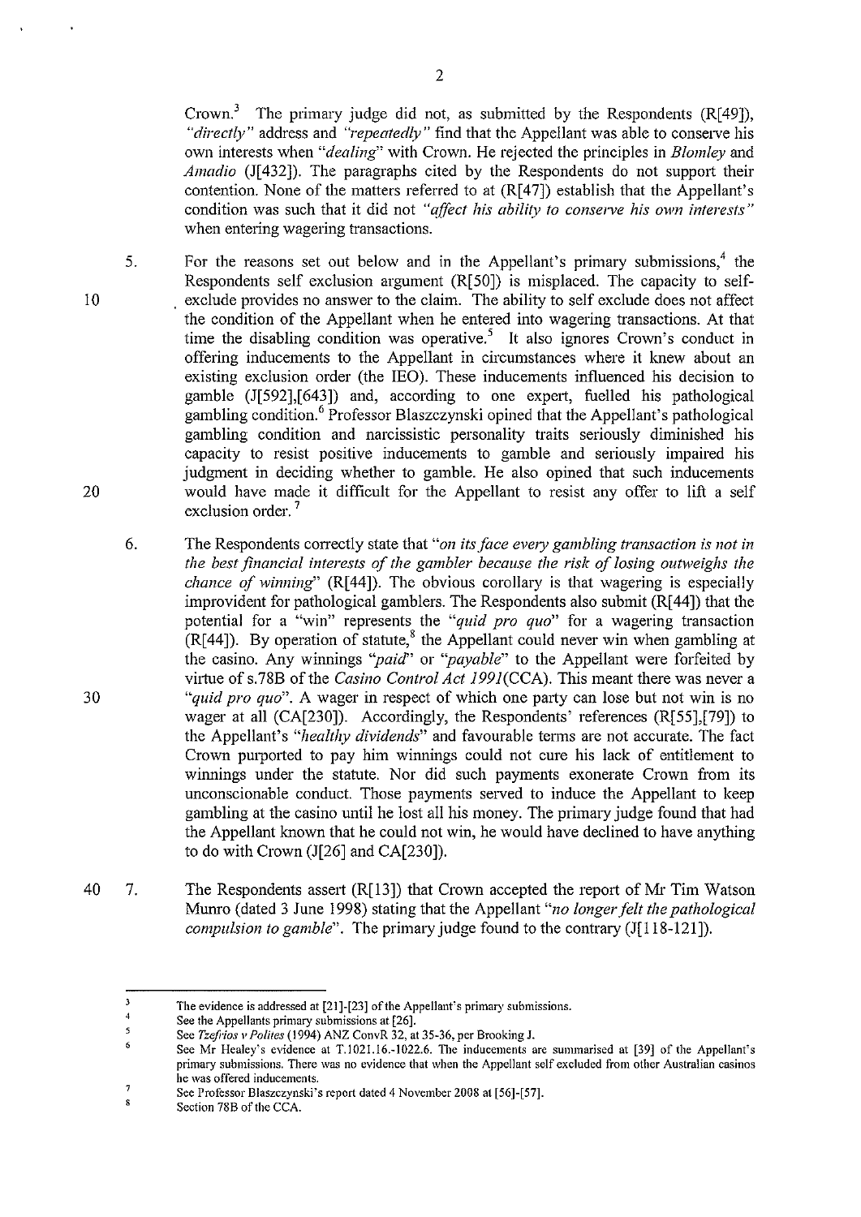Crown.[3] The primary judge did not, as submitted by the Respondents (R[49]), *"directly"* address and *"repeatedly"* find that the Appellant was able to conserve his own interests when *"dealing"* with Crown. He rejected the principles in *Blomley* and *Amadio* (J[432]). The paragraphs cited by the Respondents do not support their contention. None of the matters referred to at (R[47]) establish that the Appellant's condition was such that it did not *"affect his ability to conserve his own interests"* when entering wagering transactions.

5. For the reasons set out below and in the Appellant's primary submissions,[4] the Respondents self exclusion argument (R[50]) is misplaced. The capacity to self-exclude provides no answer to the claim. The ability to self exclude does not affect the condition of the Appellant when he entered into wagering transactions. At that time the disabling condition was operative.[5] It also ignores Crown's conduct in offering inducements to the Appellant in circumstances where it knew about an existing exclusion order (the IEO). These inducements influenced his decision to gamble (J[592],[643]) and, according to one expert, fuelled his pathological gambling condition.[6] Professor Blaszczynski opined that the Appellant's pathological gambling condition and narcissistic personality traits seriously diminished his capacity to resist positive inducements to gamble and seriously impaired his judgment in deciding whether to gamble. He also opined that such inducements would have made it difficult for the Appellant to resist any offer to lift a self exclusion order.[7]

6. The Respondents correctly state that *"on its face every gambling transaction is not in the best financial interests of the gambler because the risk of losing outweighs the chance of winning"* (R[44]). The obvious corollary is that wagering is especially improvident for pathological gamblers. The Respondents also submit (R[44]) that the potential for a "win" represents the *"quid pro quo"* for a wagering transaction (R[44]). By operation of statute,[8] the Appellant could never win when gambling at the casino. Any winnings *"paid"* or *"payable"* to the Appellant were forfeited by virtue of s.78B of the *Casino Control Act 1991*(CCA). This meant there was never a *"quid pro quo"*. A wager in respect of which one party can lose but not win is no wager at all (CA[230]). Accordingly, the Respondents' references (R[55],[79]) to the Appellant's *"healthy dividends"* and favourable terms are not accurate. The fact Crown purported to pay him winnings could not cure his lack of entitlement to winnings under the statute. Nor did such payments exonerate Crown from its unconscionable conduct. Those payments served to induce the Appellant to keep gambling at the casino until he lost all his money. The primary judge found that had the Appellant known that he could not win, he would have declined to have anything to do with Crown (J[26] and CA[230]).

7. The Respondents assert (R[13]) that Crown accepted the report of Mr Tim Watson Munro (dated 3 June 1998) stating that the Appellant *"no longer felt the pathological compulsion to gamble"*. The primary judge found to the contrary (J[118-121]).

---

[3] The evidence is addressed at [21]-[23] of the Appellant's primary submissions.

[4] See the Appellants primary submissions at [26].

[5] See *Tzefrios v Polites* (1994) ANZ ConvR 32, at 35-36, per Brooking J.

[6] See Mr Healey's evidence at T.1021.16.-1022.6. The inducements are summarised at [39] of the Appellant's primary submissions. There was no evidence that when the Appellant self excluded from other Australian casinos he was offered inducements.

[7] See Professor Blaszczynski's report dated 4 November 2008 at [56]-[57].

[8] Section 78B of the CCA.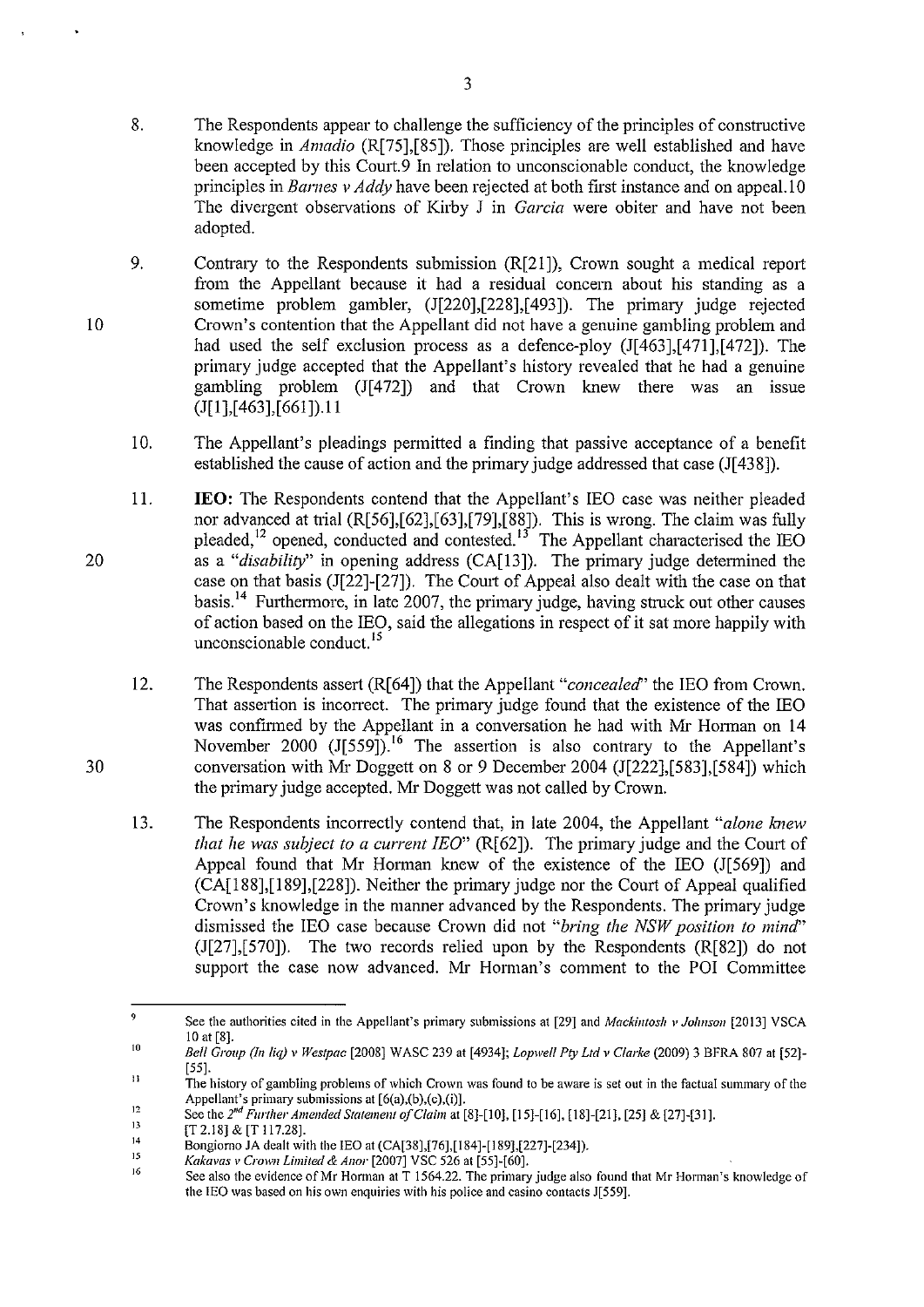8. The Respondents appear to challenge the sufficiency of the principles of constructive knowledge in *Amadio* (R[75],[85]). Those principles are well established and have been accepted by this Court.[9] In relation to unconscionable conduct, the knowledge principles in *Barnes v Addy* have been rejected at both first instance and on appeal.[10] The divergent observations of Kirby J in *Garcia* were obiter and have not been adopted.

9. Contrary to the Respondents submission (R[21]), Crown sought a medical report from the Appellant because it had a residual concern about his standing as a sometime problem gambler, (J[220],[228],[493]). The primary judge rejected Crown's contention that the Appellant did not have a genuine gambling problem and had used the self exclusion process as a defence-ploy (J[463],[471],[472]). The primary judge accepted that the Appellant's history revealed that he had a genuine gambling problem (J[472]) and that Crown knew there was an issue (J[1],[463],[661]).[11]

10. The Appellant's pleadings permitted a finding that passive acceptance of a benefit established the cause of action and the primary judge addressed that case (J[438]).

11. **IEO:** The Respondents contend that the Appellant's IEO case was neither pleaded nor advanced at trial (R[56],[62],[63],[79],[88]). This is wrong. The claim was fully pleaded,[12] opened, conducted and contested.[13] The Appellant characterised the IEO as a "*disability*" in opening address (CA[13]). The primary judge determined the case on that basis (J[22]-[27]). The Court of Appeal also dealt with the case on that basis.[14] Furthermore, in late 2007, the primary judge, having struck out other causes of action based on the IEO, said the allegations in respect of it sat more happily with unconscionable conduct.[15]

12. The Respondents assert (R[64]) that the Appellant "*concealed*" the IEO from Crown. That assertion is incorrect. The primary judge found that the existence of the IEO was confirmed by the Appellant in a conversation he had with Mr Horman on 14 November 2000 (J[559]).[16] The assertion is also contrary to the Appellant's conversation with Mr Doggett on 8 or 9 December 2004 (J[222],[583],[584]) which the primary judge accepted. Mr Doggett was not called by Crown.

13. The Respondents incorrectly contend that, in late 2004, the Appellant "*alone knew that he was subject to a current IEO*" (R[62]). The primary judge and the Court of Appeal found that Mr Horman knew of the existence of the IEO (J[569]) and (CA[188],[189],[228]). Neither the primary judge nor the Court of Appeal qualified Crown's knowledge in the manner advanced by the Respondents. The primary judge dismissed the IEO case because Crown did not "*bring the NSW position to mind*" (J[27],[570]). The two records relied upon by the Respondents (R[82]) do not support the case now advanced. Mr Horman's comment to the POI Committee

---

9 See the authorities cited in the Appellant's primary submissions at [29] and *Mackintosh v Johnson* [2013] VSCA 10 at [8].

10 *Bell Group (In liq) v Westpac* [2008] WASC 239 at [4934]; *Lopwell Pty Ltd v Clarke* (2009) 3 BFRA 807 at [52]-[55].

11 The history of gambling problems of which Crown was found to be aware is set out in the factual summary of the Appellant's primary submissions at [6(a),(b),(c),(i)].

12 See the *2nd Further Amended Statement of Claim* at [8]-[10], [15]-[16], [18]-[21], [25] & [27]-[31].

13 [T 2.18] & [T 117.28].

14 Bongiorno JA dealt with the IEO at (CA[38],[76],[184]-[189],[227]-[234]).

15 *Kakavas v Crown Limited & Anor* [2007] VSC 526 at [55]-[60].

16 See also the evidence of Mr Horman at T 1564.22. The primary judge also found that Mr Horman's knowledge of the IEO was based on his own enquiries with his police and casino contacts J[559].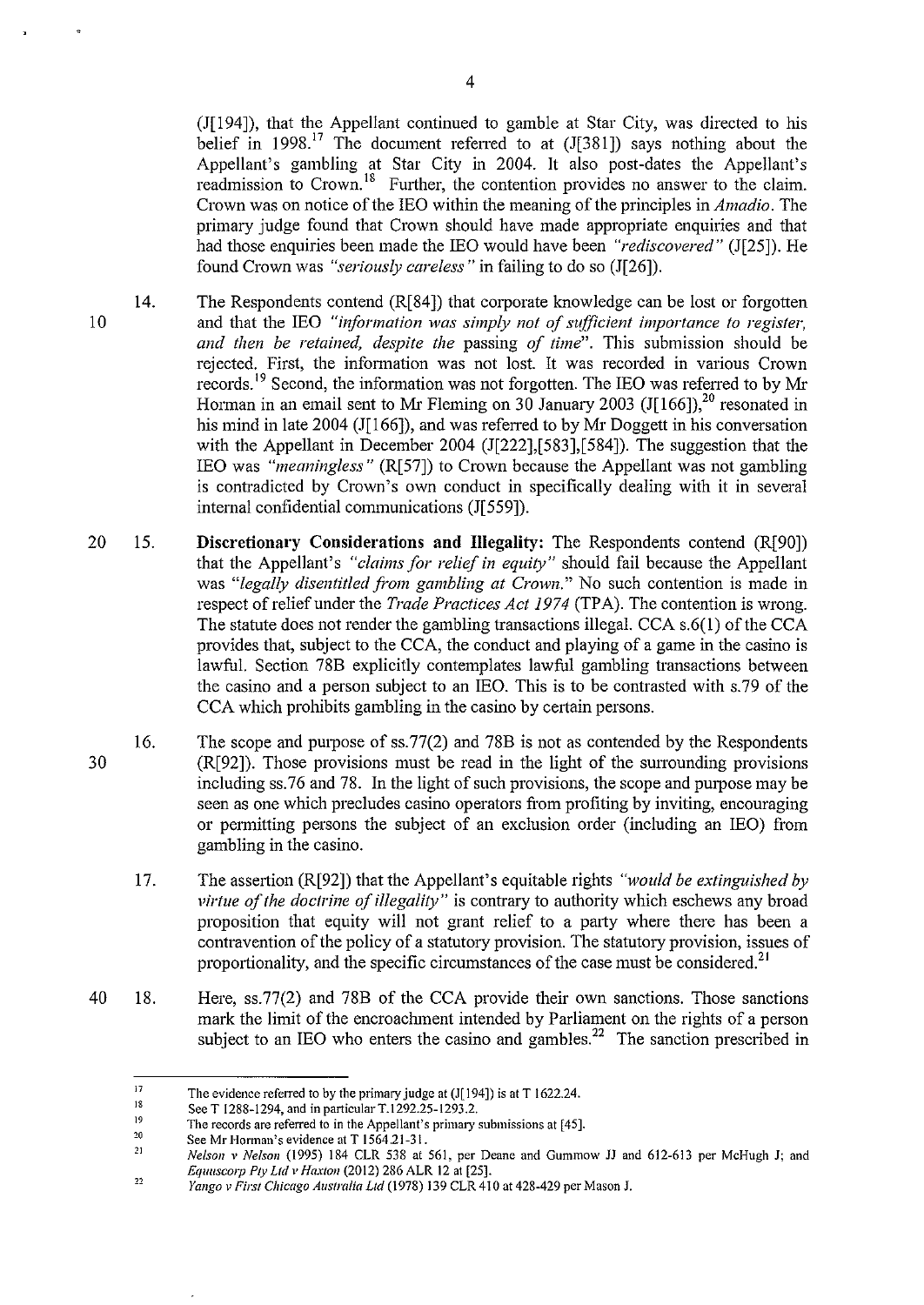(J[194]), that the Appellant continued to gamble at Star City, was directed to his belief in 1998.[17] The document referred to at (J[381]) says nothing about the Appellant's gambling at Star City in 2004. It also post-dates the Appellant's readmission to Crown.[18] Further, the contention provides no answer to the claim. Crown was on notice of the IEO within the meaning of the principles in *Amadio*. The primary judge found that Crown should have made appropriate enquiries and that had those enquiries been made the IEO would have been *"rediscovered"* (J[25]). He found Crown was *"seriously careless"* in failing to do so (J[26]).

14. The Respondents contend (R[84]) that corporate knowledge can be lost or forgotten and that the IEO *"information was simply not of sufficient importance to register, and then be retained, despite the passing of time"*. This submission should be rejected. First, the information was not lost. It was recorded in various Crown records.[19] Second, the information was not forgotten. The IEO was referred to by Mr Horman in an email sent to Mr Fleming on 30 January 2003 (J[166]),[20] resonated in his mind in late 2004 (J[166]), and was referred to by Mr Doggett in his conversation with the Appellant in December 2004 (J[222],[583],[584]). The suggestion that the IEO was *"meaningless"* (R[57]) to Crown because the Appellant was not gambling is contradicted by Crown's own conduct in specifically dealing with it in several internal confidential communications (J[559]).

15. **Discretionary Considerations and Illegality:** The Respondents contend (R[90]) that the Appellant's *"claims for relief in equity"* should fail because the Appellant was *"legally disentitled from gambling at Crown."* No such contention is made in respect of relief under the *Trade Practices Act 1974* (TPA). The contention is wrong. The statute does not render the gambling transactions illegal. CCA s.6(1) of the CCA provides that, subject to the CCA, the conduct and playing of a game in the casino is lawful. Section 78B explicitly contemplates lawful gambling transactions between the casino and a person subject to an IEO. This is to be contrasted with s.79 of the CCA which prohibits gambling in the casino by certain persons.

16. The scope and purpose of ss.77(2) and 78B is not as contended by the Respondents (R[92]). Those provisions must be read in the light of the surrounding provisions including ss.76 and 78. In the light of such provisions, the scope and purpose may be seen as one which precludes casino operators from profiting by inviting, encouraging or permitting persons the subject of an exclusion order (including an IEO) from gambling in the casino.

17. The assertion (R[92]) that the Appellant's equitable rights *"would be extinguished by virtue of the doctrine of illegality"* is contrary to authority which eschews any broad proposition that equity will not grant relief to a party where there has been a contravention of the policy of a statutory provision. The statutory provision, issues of proportionality, and the specific circumstances of the case must be considered.[21]

18. Here, ss.77(2) and 78B of the CCA provide their own sanctions. Those sanctions mark the limit of the encroachment intended by Parliament on the rights of a person subject to an IEO who enters the casino and gambles.[22] The sanction prescribed in

---

[17] The evidence referred to by the primary judge at (J[194]) is at T 1622.24.

[18] See T 1288-1294, and in particular T.1292.25-1293.2.

[19] The records are referred to in the Appellant's primary submissions at [45].

[20] See Mr Horman's evidence at T 1564.21-31.

[21] *Nelson v Nelson* (1995) 184 CLR 538 at 561, per Deane and Gummow JJ and 612-613 per McHugh J; and *Equuscorp Pty Ltd v Haxton* (2012) 286 ALR 12 at [25].

[22] *Yango v First Chicago Australia Ltd* (1978) 139 CLR 410 at 428-429 per Mason J.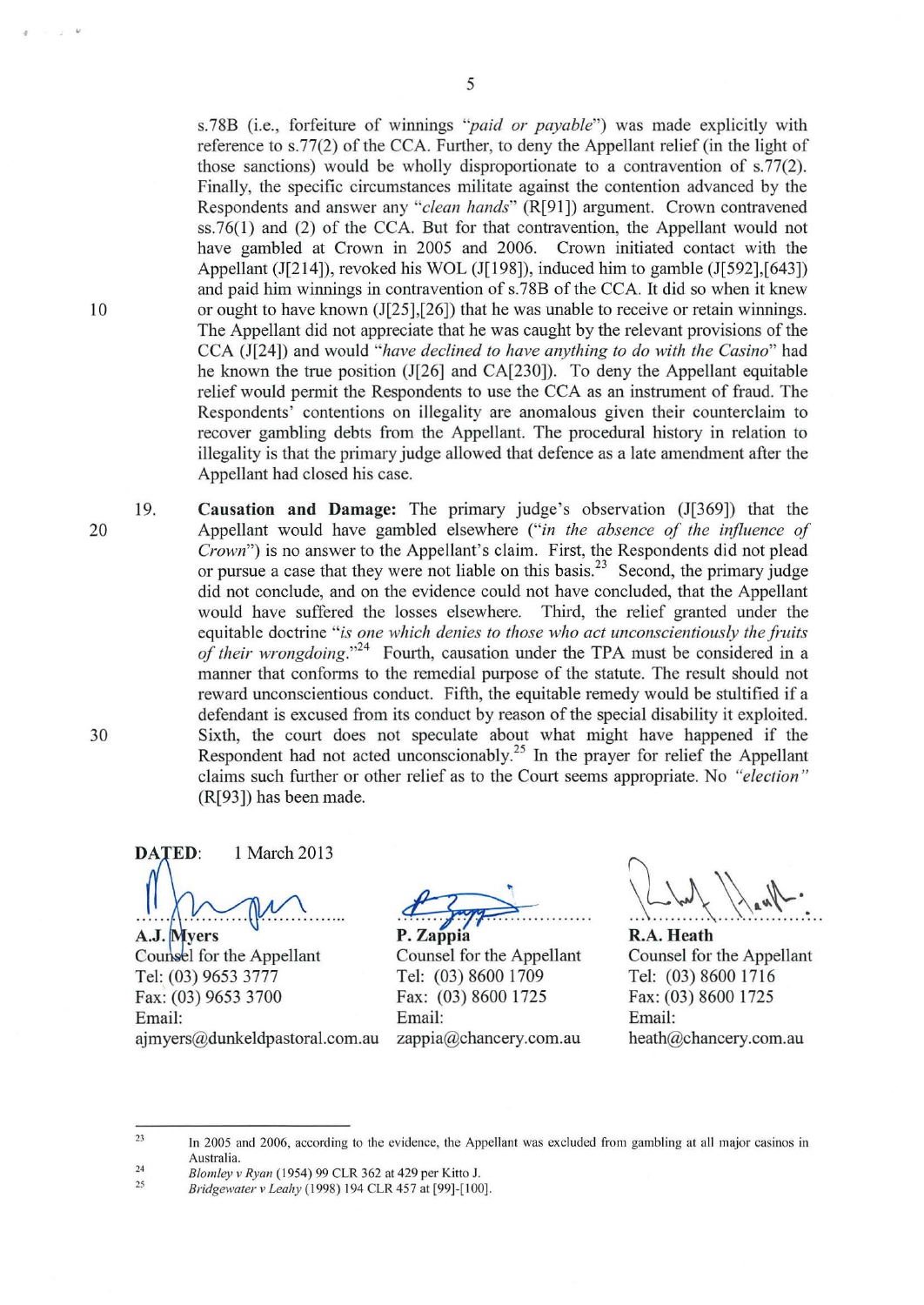s.78B (i.e., forfeiture of winnings *"paid or payable"*) was made explicitly with reference to s.77(2) of the CCA. Further, to deny the Appellant relief (in the light of those sanctions) would be wholly disproportionate to a contravention of s.77(2). Finally, the specific circumstances militate against the contention advanced by the Respondents and answer any *"clean hands"* (R[91]) argument. Crown contravened ss.76(1) and (2) of the CCA. But for that contravention, the Appellant would not have gambled at Crown in 2005 and 2006. Crown initiated contact with the Appellant (J[214]), revoked his WOL (J[198]), induced him to gamble (J[592],[643]) and paid him winnings in contravention of s.78B of the CCA. It did so when it knew or ought to have known (J[25],[26]) that he was unable to receive or retain winnings. The Appellant did not appreciate that he was caught by the relevant provisions of the CCA (J[24]) and would *"have declined to have anything to do with the Casino"* had he known the true position (J[26] and CA[230]). To deny the Appellant equitable relief would permit the Respondents to use the CCA as an instrument of fraud. The Respondents' contentions on illegality are anomalous given their counterclaim to recover gambling debts from the Appellant. The procedural history in relation to illegality is that the primary judge allowed that defence as a late amendment after the Appellant had closed his case.

19. **Causation and Damage:** The primary judge's observation (J[369]) that the Appellant would have gambled elsewhere (*"in the absence of the influence of Crown"*) is no answer to the Appellant's claim. First, the Respondents did not plead or pursue a case that they were not liable on this basis.[23] Second, the primary judge did not conclude, and on the evidence could not have concluded, that the Appellant would have suffered the losses elsewhere. Third, the relief granted under the equitable doctrine *"is one which denies to those who act unconscientiously the fruits of their wrongdoing."*[24] Fourth, causation under the TPA must be considered in a manner that conforms to the remedial purpose of the statute. The result should not reward unconscientious conduct. Fifth, the equitable remedy would be stultified if a defendant is excused from its conduct by reason of the special disability it exploited. Sixth, the court does not speculate about what might have happened if the Respondent had not acted unconscionably.[25] In the prayer for relief the Appellant claims such further or other relief as to the Court seems appropriate. No *"election"* (R[93]) has been made.

**DATED**: 1 March 2013

| | | |
|---|---|---|
| **A.J. Myers** | **P. Zappia** | **R.A. Heath** |
| Counsel for the Appellant | Counsel for the Appellant | Counsel for the Appellant |
| Tel: (03) 9653 3777 | Tel: (03) 8600 1709 | Tel: (03) 8600 1716 |
| Fax: (03) 9653 3700 | Fax: (03) 8600 1725 | Fax: (03) 8600 1725 |
| Email: | Email: | Email: |
| ajmyers@dunkeldpastoral.com.au | zappia@chancery.com.au | heath@chancery.com.au |

---

[23] In 2005 and 2006, according to the evidence, the Appellant was excluded from gambling at all major casinos in Australia.

[24] *Blomley v Ryan* (1954) 99 CLR 362 at 429 per Kitto J.

[25] *Bridgewater v Leahy* (1998) 194 CLR 457 at [99]-[100].